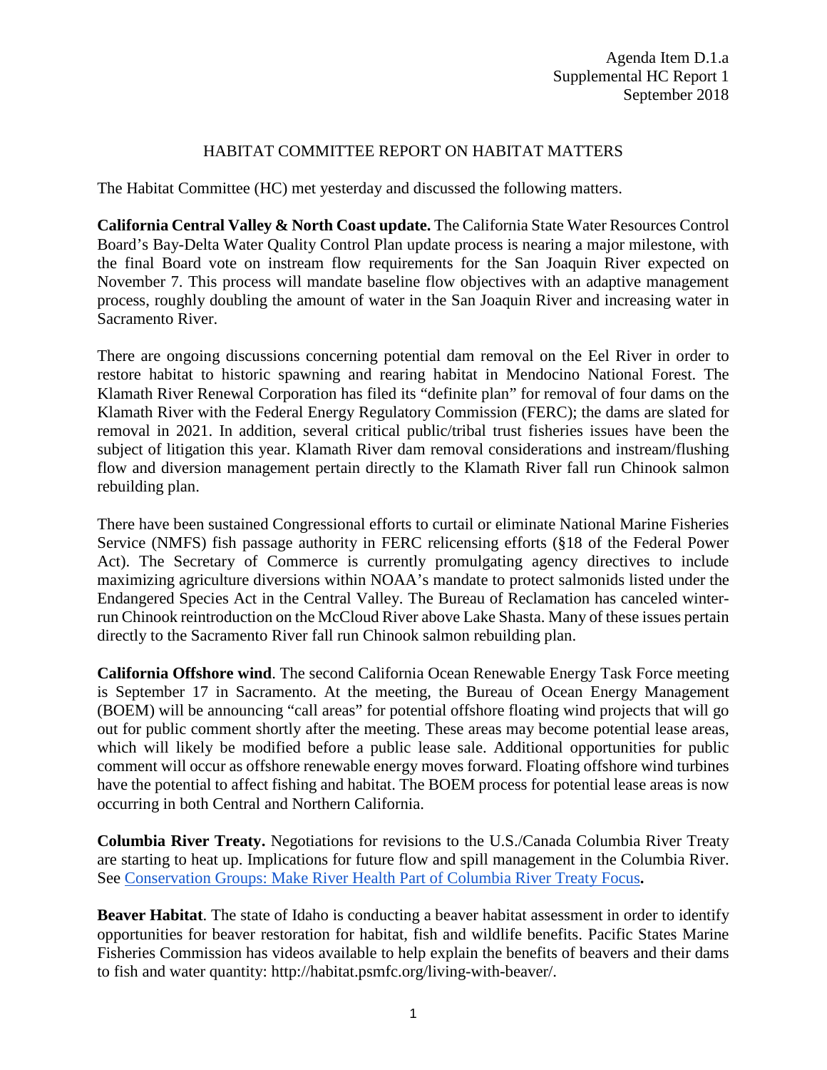Agenda Item D.1.a
Supplemental HC Report 1
September 2018

# HABITAT COMMITTEE REPORT ON HABITAT MATTERS

The Habitat Committee (HC) met yesterday and discussed the following matters.

**California Central Valley & North Coast update.** The California State Water Resources Control Board's Bay-Delta Water Quality Control Plan update process is nearing a major milestone, with the final Board vote on instream flow requirements for the San Joaquin River expected on November 7. This process will mandate baseline flow objectives with an adaptive management process, roughly doubling the amount of water in the San Joaquin River and increasing water in Sacramento River.

There are ongoing discussions concerning potential dam removal on the Eel River in order to restore habitat to historic spawning and rearing habitat in Mendocino National Forest. The Klamath River Renewal Corporation has filed its "definite plan" for removal of four dams on the Klamath River with the Federal Energy Regulatory Commission (FERC); the dams are slated for removal in 2021. In addition, several critical public/tribal trust fisheries issues have been the subject of litigation this year. Klamath River dam removal considerations and instream/flushing flow and diversion management pertain directly to the Klamath River fall run Chinook salmon rebuilding plan.

There have been sustained Congressional efforts to curtail or eliminate National Marine Fisheries Service (NMFS) fish passage authority in FERC relicensing efforts (§18 of the Federal Power Act). The Secretary of Commerce is currently promulgating agency directives to include maximizing agriculture diversions within NOAA's mandate to protect salmonids listed under the Endangered Species Act in the Central Valley. The Bureau of Reclamation has canceled winter-run Chinook reintroduction on the McCloud River above Lake Shasta. Many of these issues pertain directly to the Sacramento River fall run Chinook salmon rebuilding plan.

**California Offshore wind**. The second California Ocean Renewable Energy Task Force meeting is September 17 in Sacramento. At the meeting, the Bureau of Ocean Energy Management (BOEM) will be announcing "call areas" for potential offshore floating wind projects that will go out for public comment shortly after the meeting. These areas may become potential lease areas, which will likely be modified before a public lease sale. Additional opportunities for public comment will occur as offshore renewable energy moves forward. Floating offshore wind turbines have the potential to affect fishing and habitat. The BOEM process for potential lease areas is now occurring in both Central and Northern California.

**Columbia River Treaty.** Negotiations for revisions to the U.S./Canada Columbia River Treaty are starting to heat up. Implications for future flow and spill management in the Columbia River. See Conservation Groups: Make River Health Part of Columbia River Treaty Focus**.**

**Beaver Habitat**. The state of Idaho is conducting a beaver habitat assessment in order to identify opportunities for beaver restoration for habitat, fish and wildlife benefits. Pacific States Marine Fisheries Commission has videos available to help explain the benefits of beavers and their dams to fish and water quantity: http://habitat.psmfc.org/living-with-beaver/.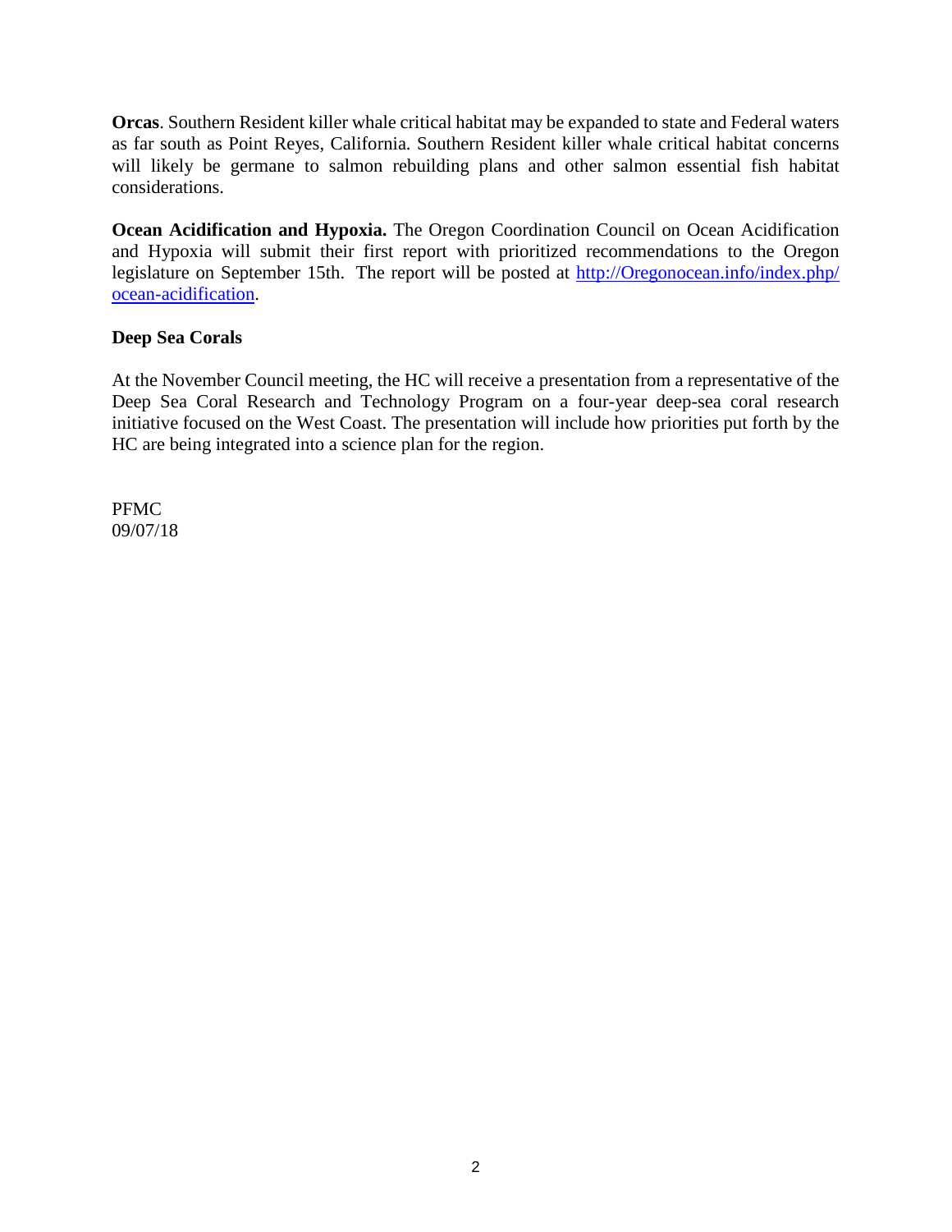**Orcas**. Southern Resident killer whale critical habitat may be expanded to state and Federal waters as far south as Point Reyes, California. Southern Resident killer whale critical habitat concerns will likely be germane to salmon rebuilding plans and other salmon essential fish habitat considerations.

**Ocean Acidification and Hypoxia.** The Oregon Coordination Council on Ocean Acidification and Hypoxia will submit their first report with prioritized recommendations to the Oregon legislature on September 15th. The report will be posted at [http://Oregonocean.info/index.php/ocean-acidification](http://Oregonocean.info/index.php/ocean-acidification).

**Deep Sea Corals**

At the November Council meeting, the HC will receive a presentation from a representative of the Deep Sea Coral Research and Technology Program on a four-year deep-sea coral research initiative focused on the West Coast. The presentation will include how priorities put forth by the HC are being integrated into a science plan for the region.

PFMC
09/07/18